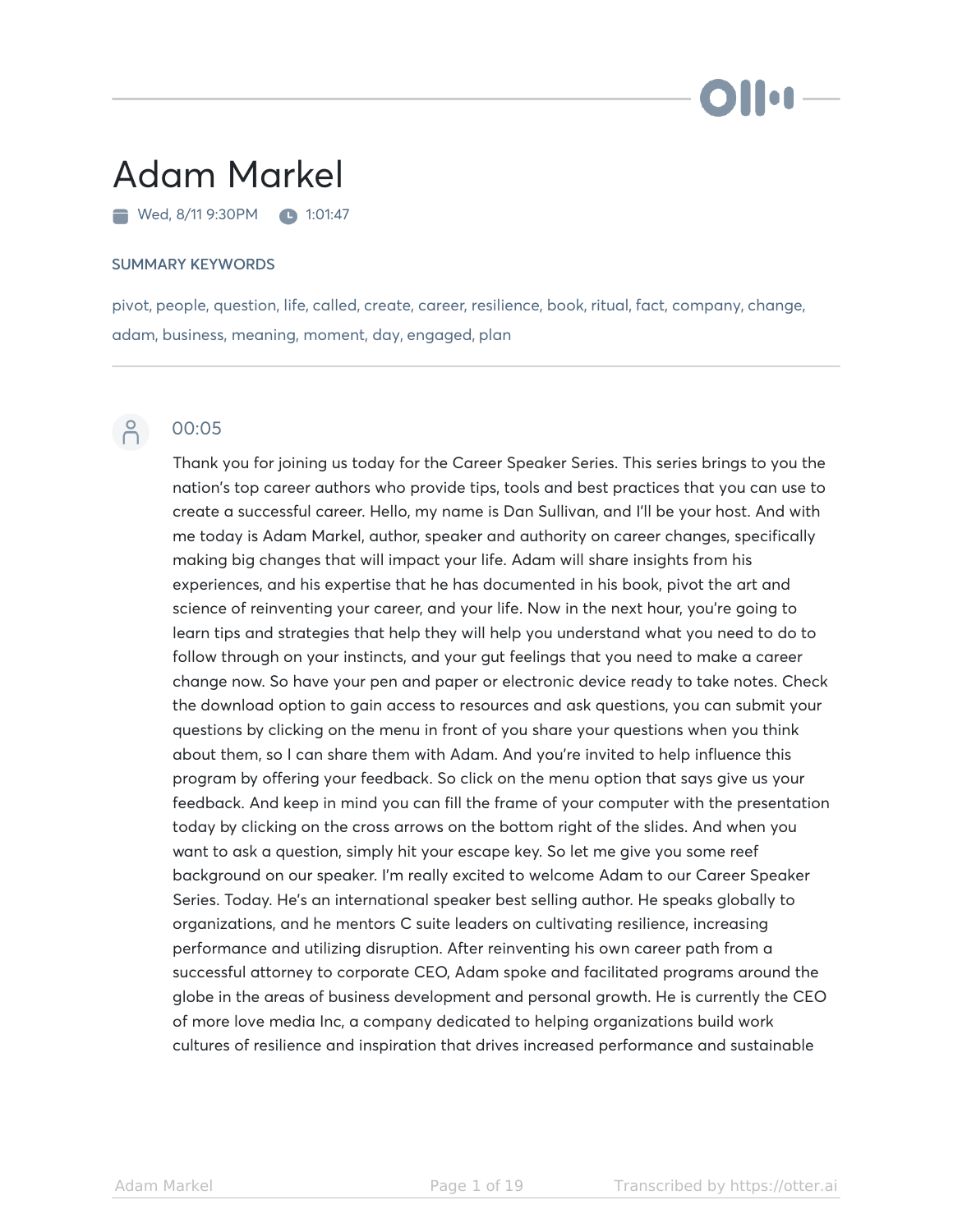# Adam Markel

Wed, 8/11 9:30PM  1:01:47

### SUMMARY KEYWORDS

pivot, people, question, life, called, create, career, resilience, book, ritual, fact, company, change, adam, business, meaning, moment, day, engaged, plan

---

00:05

Thank you for joining us today for the Career Speaker Series. This series brings to you the nation's top career authors who provide tips, tools and best practices that you can use to create a successful career. Hello, my name is Dan Sullivan, and I'll be your host. And with me today is Adam Markel, author, speaker and authority on career changes, specifically making big changes that will impact your life. Adam will share insights from his experiences, and his expertise that he has documented in his book, pivot the art and science of reinventing your career, and your life. Now in the next hour, you're going to learn tips and strategies that help they will help you understand what you need to do to follow through on your instincts, and your gut feelings that you need to make a career change now. So have your pen and paper or electronic device ready to take notes. Check the download option to gain access to resources and ask questions, you can submit your questions by clicking on the menu in front of you share your questions when you think about them, so I can share them with Adam. And you're invited to help influence this program by offering your feedback. So click on the menu option that says give us your feedback. And keep in mind you can fill the frame of your computer with the presentation today by clicking on the cross arrows on the bottom right of the slides. And when you want to ask a question, simply hit your escape key. So let me give you some reef background on our speaker. I'm really excited to welcome Adam to our Career Speaker Series. Today. He's an international speaker best selling author. He speaks globally to organizations, and he mentors C suite leaders on cultivating resilience, increasing performance and utilizing disruption. After reinventing his own career path from a successful attorney to corporate CEO, Adam spoke and facilitated programs around the globe in the areas of business development and personal growth. He is currently the CEO of more love media Inc, a company dedicated to helping organizations build work cultures of resilience and inspiration that drives increased performance and sustainable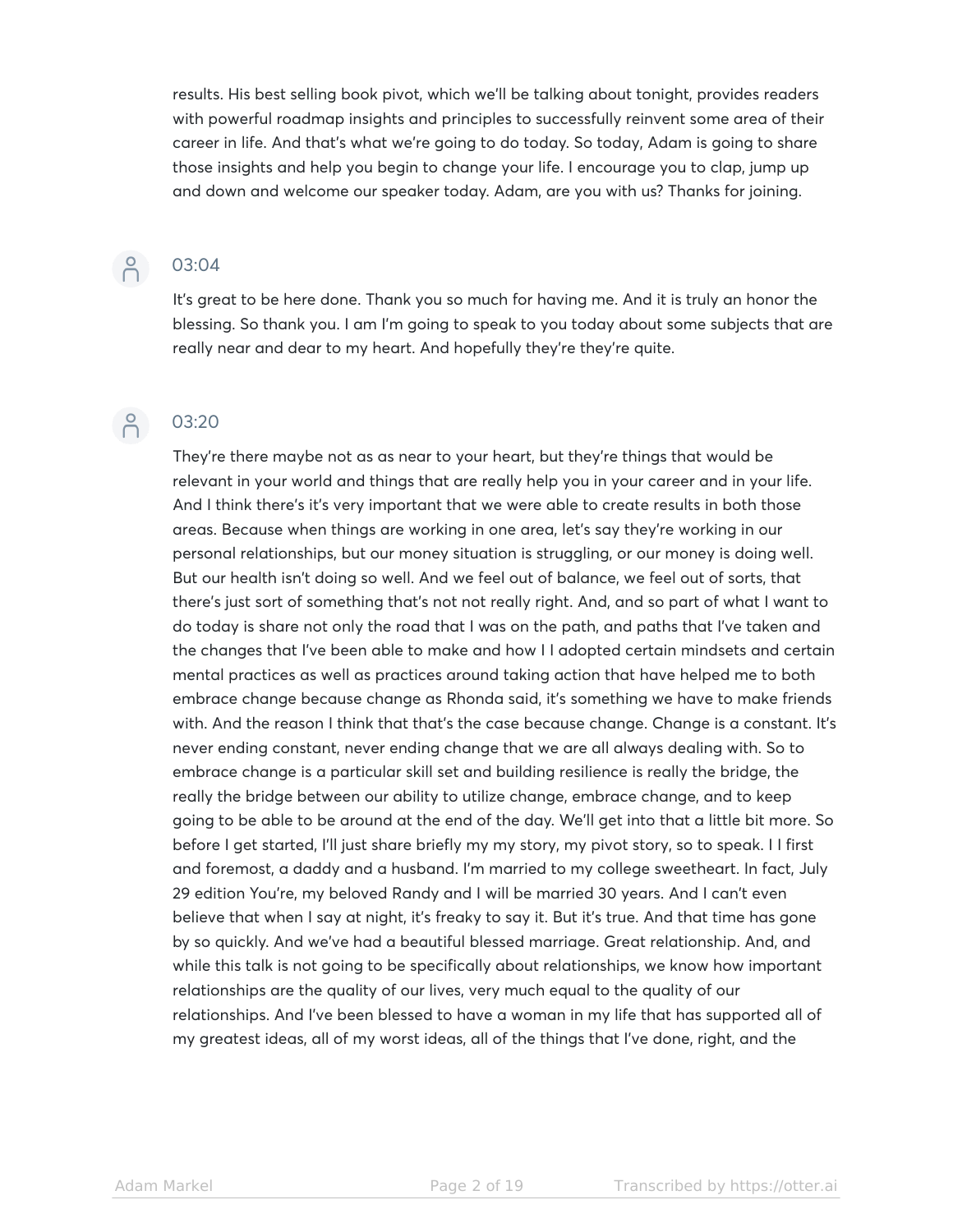results. His best selling book pivot, which we'll be talking about tonight, provides readers with powerful roadmap insights and principles to successfully reinvent some area of their career in life. And that's what we're going to do today. So today, Adam is going to share those insights and help you begin to change your life. I encourage you to clap, jump up and down and welcome our speaker today. Adam, are you with us? Thanks for joining.

03:04

It's great to be here done. Thank you so much for having me. And it is truly an honor the blessing. So thank you. I am I'm going to speak to you today about some subjects that are really near and dear to my heart. And hopefully they're they're quite.

03:20

They're there maybe not as as near to your heart, but they're things that would be relevant in your world and things that are really help you in your career and in your life. And I think there's it's very important that we were able to create results in both those areas. Because when things are working in one area, let's say they're working in our personal relationships, but our money situation is struggling, or our money is doing well. But our health isn't doing so well. And we feel out of balance, we feel out of sorts, that there's just sort of something that's not not really right. And, and so part of what I want to do today is share not only the road that I was on the path, and paths that I've taken and the changes that I've been able to make and how I I adopted certain mindsets and certain mental practices as well as practices around taking action that have helped me to both embrace change because change as Rhonda said, it's something we have to make friends with. And the reason I think that that's the case because change. Change is a constant. It's never ending constant, never ending change that we are all always dealing with. So to embrace change is a particular skill set and building resilience is really the bridge, the really the bridge between our ability to utilize change, embrace change, and to keep going to be able to be around at the end of the day. We'll get into that a little bit more. So before I get started, I'll just share briefly my my story, my pivot story, so to speak. I I first and foremost, a daddy and a husband. I'm married to my college sweetheart. In fact, July 29 edition You're, my beloved Randy and I will be married 30 years. And I can't even believe that when I say at night, it's freaky to say it. But it's true. And that time has gone by so quickly. And we've had a beautiful blessed marriage. Great relationship. And, and while this talk is not going to be specifically about relationships, we know how important relationships are the quality of our lives, very much equal to the quality of our relationships. And I've been blessed to have a woman in my life that has supported all of my greatest ideas, all of my worst ideas, all of the things that I've done, right, and the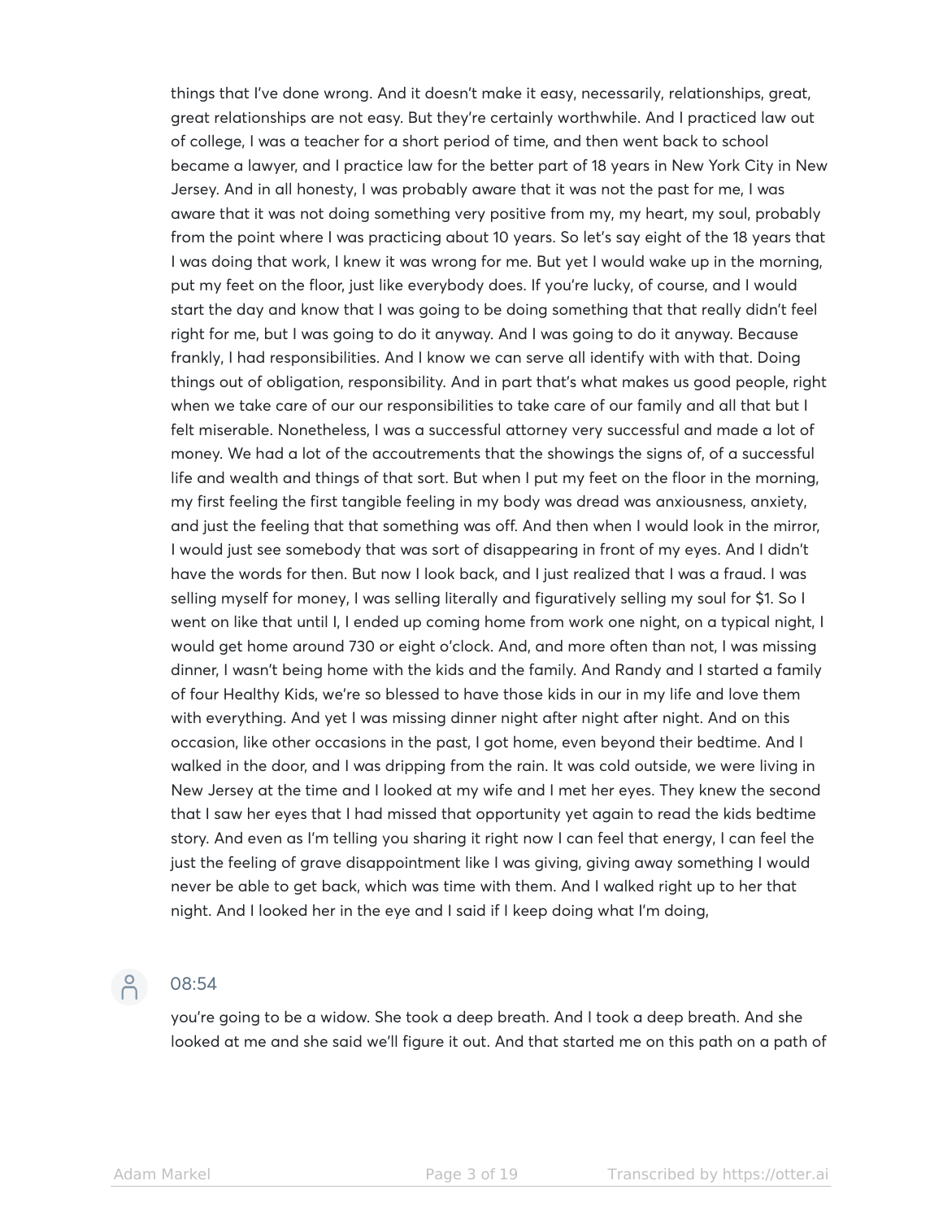things that I've done wrong. And it doesn't make it easy, necessarily, relationships, great, great relationships are not easy. But they're certainly worthwhile. And I practiced law out of college, I was a teacher for a short period of time, and then went back to school became a lawyer, and I practice law for the better part of 18 years in New York City in New Jersey. And in all honesty, I was probably aware that it was not the past for me, I was aware that it was not doing something very positive from my, my heart, my soul, probably from the point where I was practicing about 10 years. So let's say eight of the 18 years that I was doing that work, I knew it was wrong for me. But yet I would wake up in the morning, put my feet on the floor, just like everybody does. If you're lucky, of course, and I would start the day and know that I was going to be doing something that that really didn't feel right for me, but I was going to do it anyway. And I was going to do it anyway. Because frankly, I had responsibilities. And I know we can serve all identify with with that. Doing things out of obligation, responsibility. And in part that's what makes us good people, right when we take care of our our responsibilities to take care of our family and all that but I felt miserable. Nonetheless, I was a successful attorney very successful and made a lot of money. We had a lot of the accoutrements that the showings the signs of, of a successful life and wealth and things of that sort. But when I put my feet on the floor in the morning, my first feeling the first tangible feeling in my body was dread was anxiousness, anxiety, and just the feeling that that something was off. And then when I would look in the mirror, I would just see somebody that was sort of disappearing in front of my eyes. And I didn't have the words for then. But now I look back, and I just realized that I was a fraud. I was selling myself for money, I was selling literally and figuratively selling my soul for $1. So I went on like that until I, I ended up coming home from work one night, on a typical night, I would get home around 730 or eight o'clock. And, and more often than not, I was missing dinner, I wasn't being home with the kids and the family. And Randy and I started a family of four Healthy Kids, we're so blessed to have those kids in our in my life and love them with everything. And yet I was missing dinner night after night after night. And on this occasion, like other occasions in the past, I got home, even beyond their bedtime. And I walked in the door, and I was dripping from the rain. It was cold outside, we were living in New Jersey at the time and I looked at my wife and I met her eyes. They knew the second that I saw her eyes that I had missed that opportunity yet again to read the kids bedtime story. And even as I'm telling you sharing it right now I can feel that energy, I can feel the just the feeling of grave disappointment like I was giving, giving away something I would never be able to get back, which was time with them. And I walked right up to her that night. And I looked her in the eye and I said if I keep doing what I'm doing,

08:54

you're going to be a widow. She took a deep breath. And I took a deep breath. And she looked at me and she said we'll figure it out. And that started me on this path on a path of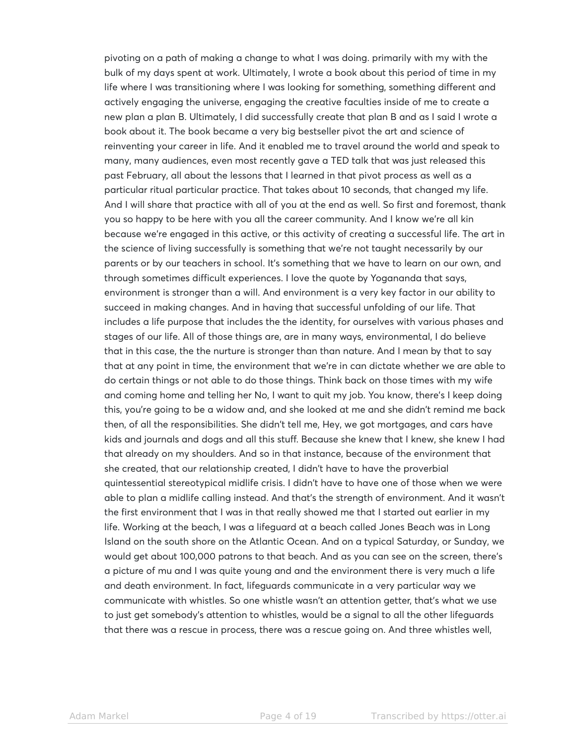pivoting on a path of making a change to what I was doing. primarily with my with the bulk of my days spent at work. Ultimately, I wrote a book about this period of time in my life where I was transitioning where I was looking for something, something different and actively engaging the universe, engaging the creative faculties inside of me to create a new plan a plan B. Ultimately, I did successfully create that plan B and as I said I wrote a book about it. The book became a very big bestseller pivot the art and science of reinventing your career in life. And it enabled me to travel around the world and speak to many, many audiences, even most recently gave a TED talk that was just released this past February, all about the lessons that I learned in that pivot process as well as a particular ritual particular practice. That takes about 10 seconds, that changed my life. And I will share that practice with all of you at the end as well. So first and foremost, thank you so happy to be here with you all the career community. And I know we're all kin because we're engaged in this active, or this activity of creating a successful life. The art in the science of living successfully is something that we're not taught necessarily by our parents or by our teachers in school. It's something that we have to learn on our own, and through sometimes difficult experiences. I love the quote by Yogananda that says, environment is stronger than a will. And environment is a very key factor in our ability to succeed in making changes. And in having that successful unfolding of our life. That includes a life purpose that includes the the identity, for ourselves with various phases and stages of our life. All of those things are, are in many ways, environmental, I do believe that in this case, the the nurture is stronger than than nature. And I mean by that to say that at any point in time, the environment that we're in can dictate whether we are able to do certain things or not able to do those things. Think back on those times with my wife and coming home and telling her No, I want to quit my job. You know, there's I keep doing this, you're going to be a widow and, and she looked at me and she didn't remind me back then, of all the responsibilities. She didn't tell me, Hey, we got mortgages, and cars have kids and journals and dogs and all this stuff. Because she knew that I knew, she knew I had that already on my shoulders. And so in that instance, because of the environment that she created, that our relationship created, I didn't have to have the proverbial quintessential stereotypical midlife crisis. I didn't have to have one of those when we were able to plan a midlife calling instead. And that's the strength of environment. And it wasn't the first environment that I was in that really showed me that I started out earlier in my life. Working at the beach, I was a lifeguard at a beach called Jones Beach was in Long Island on the south shore on the Atlantic Ocean. And on a typical Saturday, or Sunday, we would get about 100,000 patrons to that beach. And as you can see on the screen, there's a picture of mu and I was quite young and and the environment there is very much a life and death environment. In fact, lifeguards communicate in a very particular way we communicate with whistles. So one whistle wasn't an attention getter, that's what we use to just get somebody's attention to whistles, would be a signal to all the other lifeguards that there was a rescue in process, there was a rescue going on. And three whistles well,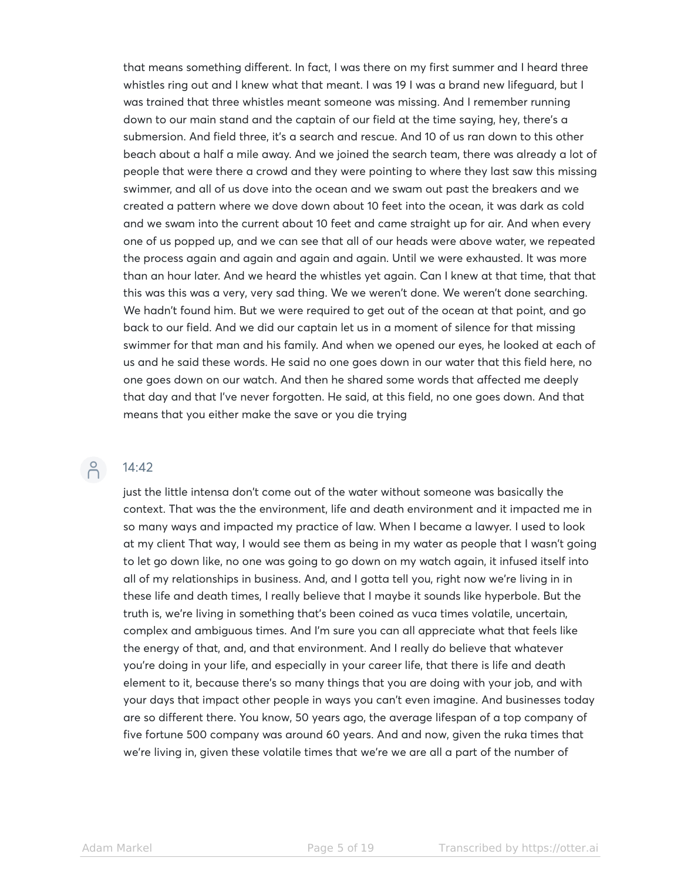that means something different. In fact, I was there on my first summer and I heard three whistles ring out and I knew what that meant. I was 19 I was a brand new lifeguard, but I was trained that three whistles meant someone was missing. And I remember running down to our main stand and the captain of our field at the time saying, hey, there's a submersion. And field three, it's a search and rescue. And 10 of us ran down to this other beach about a half a mile away. And we joined the search team, there was already a lot of people that were there a crowd and they were pointing to where they last saw this missing swimmer, and all of us dove into the ocean and we swam out past the breakers and we created a pattern where we dove down about 10 feet into the ocean, it was dark as cold and we swam into the current about 10 feet and came straight up for air. And when every one of us popped up, and we can see that all of our heads were above water, we repeated the process again and again and again and again. Until we were exhausted. It was more than an hour later. And we heard the whistles yet again. Can I knew at that time, that that this was this was a very, very sad thing. We we weren't done. We weren't done searching. We hadn't found him. But we were required to get out of the ocean at that point, and go back to our field. And we did our captain let us in a moment of silence for that missing swimmer for that man and his family. And when we opened our eyes, he looked at each of us and he said these words. He said no one goes down in our water that this field here, no one goes down on our watch. And then he shared some words that affected me deeply that day and that I've never forgotten. He said, at this field, no one goes down. And that means that you either make the save or you die trying

14:42

just the little intensa don't come out of the water without someone was basically the context. That was the the environment, life and death environment and it impacted me in so many ways and impacted my practice of law. When I became a lawyer. I used to look at my client That way, I would see them as being in my water as people that I wasn't going to let go down like, no one was going to go down on my watch again, it infused itself into all of my relationships in business. And, and I gotta tell you, right now we're living in in these life and death times, I really believe that I maybe it sounds like hyperbole. But the truth is, we're living in something that's been coined as vuca times volatile, uncertain, complex and ambiguous times. And I'm sure you can all appreciate what that feels like the energy of that, and, and that environment. And I really do believe that whatever you're doing in your life, and especially in your career life, that there is life and death element to it, because there's so many things that you are doing with your job, and with your days that impact other people in ways you can't even imagine. And businesses today are so different there. You know, 50 years ago, the average lifespan of a top company of five fortune 500 company was around 60 years. And and now, given the ruka times that we're living in, given these volatile times that we're we are all a part of the number of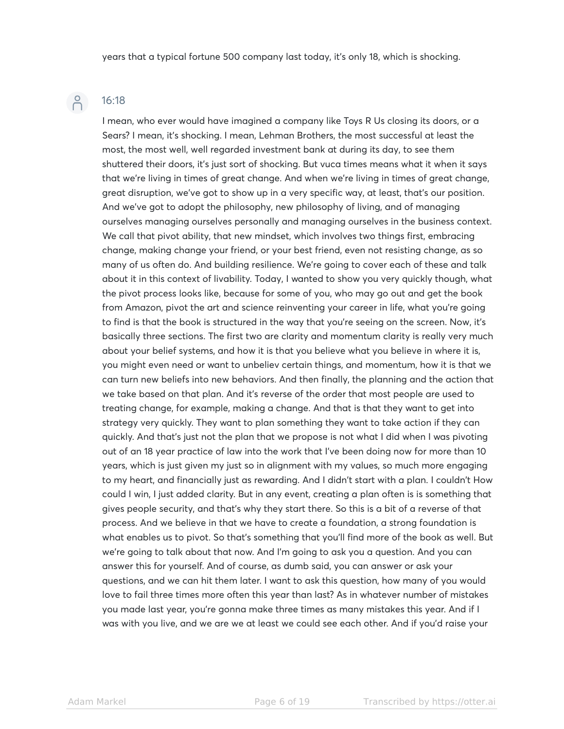years that a typical fortune 500 company last today, it's only 18, which is shocking.

16:18

I mean, who ever would have imagined a company like Toys R Us closing its doors, or a Sears? I mean, it's shocking. I mean, Lehman Brothers, the most successful at least the most, the most well, well regarded investment bank at during its day, to see them shuttered their doors, it's just sort of shocking. But vuca times means what it when it says that we're living in times of great change. And when we're living in times of great change, great disruption, we've got to show up in a very specific way, at least, that's our position. And we've got to adopt the philosophy, new philosophy of living, and of managing ourselves managing ourselves personally and managing ourselves in the business context. We call that pivot ability, that new mindset, which involves two things first, embracing change, making change your friend, or your best friend, even not resisting change, as so many of us often do. And building resilience. We're going to cover each of these and talk about it in this context of livability. Today, I wanted to show you very quickly though, what the pivot process looks like, because for some of you, who may go out and get the book from Amazon, pivot the art and science reinventing your career in life, what you're going to find is that the book is structured in the way that you're seeing on the screen. Now, it's basically three sections. The first two are clarity and momentum clarity is really very much about your belief systems, and how it is that you believe what you believe in where it is, you might even need or want to unbeliev certain things, and momentum, how it is that we can turn new beliefs into new behaviors. And then finally, the planning and the action that we take based on that plan. And it's reverse of the order that most people are used to treating change, for example, making a change. And that is that they want to get into strategy very quickly. They want to plan something they want to take action if they can quickly. And that's just not the plan that we propose is not what I did when I was pivoting out of an 18 year practice of law into the work that I've been doing now for more than 10 years, which is just given my just so in alignment with my values, so much more engaging to my heart, and financially just as rewarding. And I didn't start with a plan. I couldn't How could I win, I just added clarity. But in any event, creating a plan often is is something that gives people security, and that's why they start there. So this is a bit of a reverse of that process. And we believe in that we have to create a foundation, a strong foundation is what enables us to pivot. So that's something that you'll find more of the book as well. But we're going to talk about that now. And I'm going to ask you a question. And you can answer this for yourself. And of course, as dumb said, you can answer or ask your questions, and we can hit them later. I want to ask this question, how many of you would love to fail three times more often this year than last? As in whatever number of mistakes you made last year, you're gonna make three times as many mistakes this year. And if I was with you live, and we are we at least we could see each other. And if you'd raise your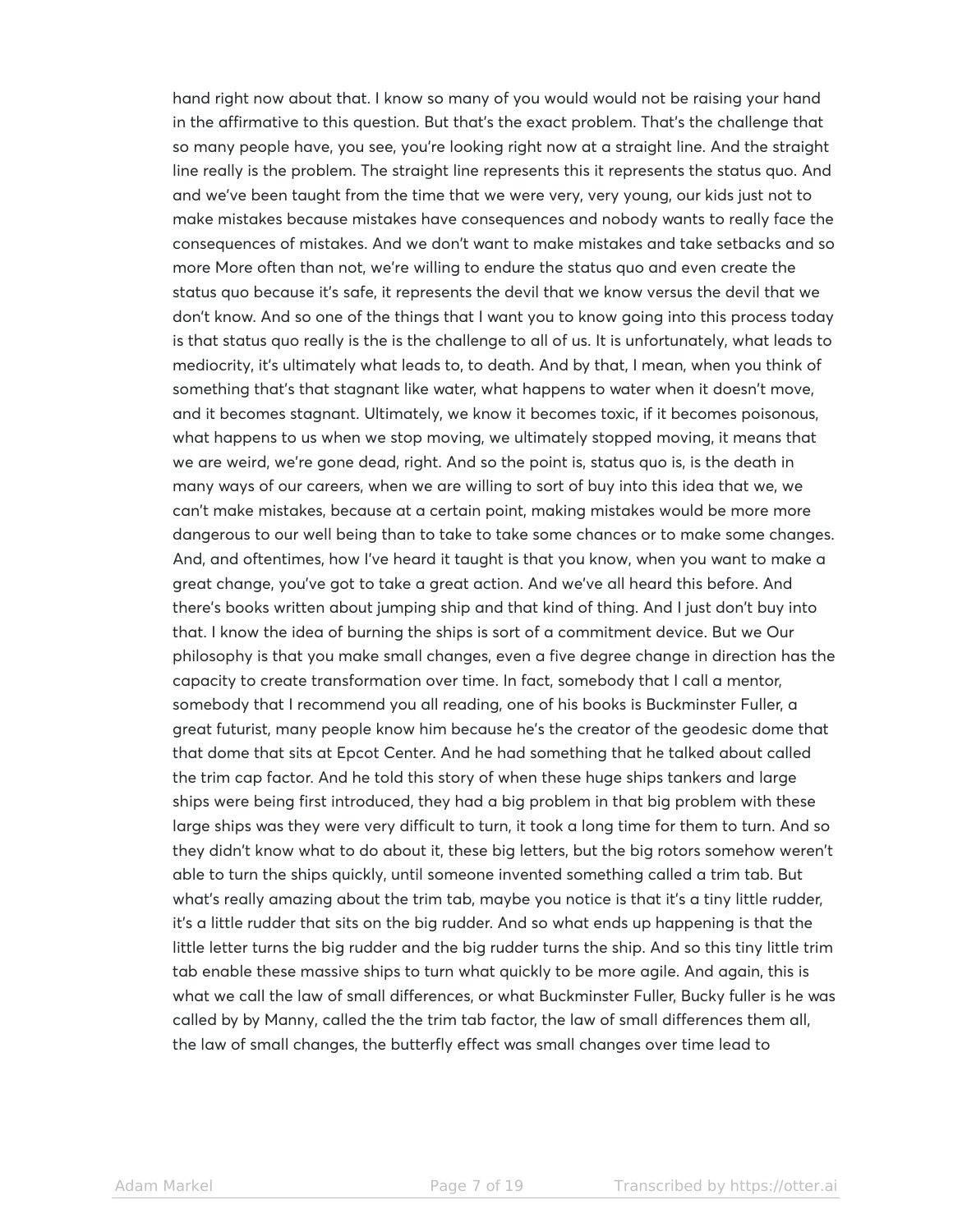hand right now about that. I know so many of you would would not be raising your hand in the affirmative to this question. But that's the exact problem. That's the challenge that so many people have, you see, you're looking right now at a straight line. And the straight line really is the problem. The straight line represents this it represents the status quo. And and we've been taught from the time that we were very, very young, our kids just not to make mistakes because mistakes have consequences and nobody wants to really face the consequences of mistakes. And we don't want to make mistakes and take setbacks and so more More often than not, we're willing to endure the status quo and even create the status quo because it's safe, it represents the devil that we know versus the devil that we don't know. And so one of the things that I want you to know going into this process today is that status quo really is the is the challenge to all of us. It is unfortunately, what leads to mediocrity, it's ultimately what leads to, to death. And by that, I mean, when you think of something that's that stagnant like water, what happens to water when it doesn't move, and it becomes stagnant. Ultimately, we know it becomes toxic, if it becomes poisonous, what happens to us when we stop moving, we ultimately stopped moving, it means that we are weird, we're gone dead, right. And so the point is, status quo is, is the death in many ways of our careers, when we are willing to sort of buy into this idea that we, we can't make mistakes, because at a certain point, making mistakes would be more more dangerous to our well being than to take to take some chances or to make some changes. And, and oftentimes, how I've heard it taught is that you know, when you want to make a great change, you've got to take a great action. And we've all heard this before. And there's books written about jumping ship and that kind of thing. And I just don't buy into that. I know the idea of burning the ships is sort of a commitment device. But we Our philosophy is that you make small changes, even a five degree change in direction has the capacity to create transformation over time. In fact, somebody that I call a mentor, somebody that I recommend you all reading, one of his books is Buckminster Fuller, a great futurist, many people know him because he's the creator of the geodesic dome that that dome that sits at Epcot Center. And he had something that he talked about called the trim cap factor. And he told this story of when these huge ships tankers and large ships were being first introduced, they had a big problem in that big problem with these large ships was they were very difficult to turn, it took a long time for them to turn. And so they didn't know what to do about it, these big letters, but the big rotors somehow weren't able to turn the ships quickly, until someone invented something called a trim tab. But what's really amazing about the trim tab, maybe you notice is that it's a tiny little rudder, it's a little rudder that sits on the big rudder. And so what ends up happening is that the little letter turns the big rudder and the big rudder turns the ship. And so this tiny little trim tab enable these massive ships to turn what quickly to be more agile. And again, this is what we call the law of small differences, or what Buckminster Fuller, Bucky fuller is he was called by by Manny, called the the trim tab factor, the law of small differences them all, the law of small changes, the butterfly effect was small changes over time lead to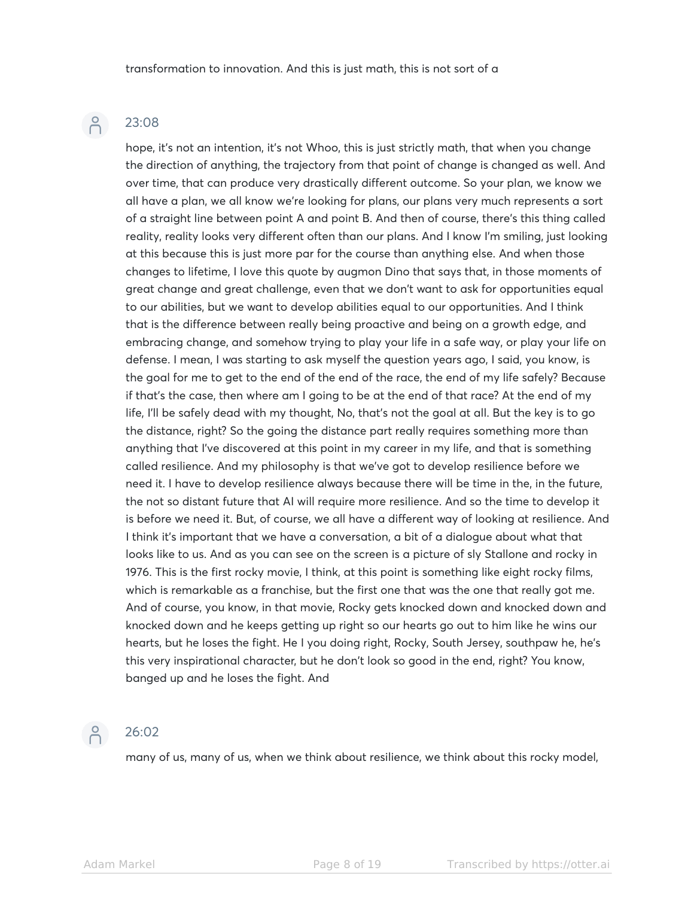transformation to innovation. And this is just math, this is not sort of a

23:08

hope, it's not an intention, it's not Whoo, this is just strictly math, that when you change the direction of anything, the trajectory from that point of change is changed as well. And over time, that can produce very drastically different outcome. So your plan, we know we all have a plan, we all know we're looking for plans, our plans very much represents a sort of a straight line between point A and point B. And then of course, there's this thing called reality, reality looks very different often than our plans. And I know I'm smiling, just looking at this because this is just more par for the course than anything else. And when those changes to lifetime, I love this quote by augmon Dino that says that, in those moments of great change and great challenge, even that we don't want to ask for opportunities equal to our abilities, but we want to develop abilities equal to our opportunities. And I think that is the difference between really being proactive and being on a growth edge, and embracing change, and somehow trying to play your life in a safe way, or play your life on defense. I mean, I was starting to ask myself the question years ago, I said, you know, is the goal for me to get to the end of the end of the race, the end of my life safely? Because if that's the case, then where am I going to be at the end of that race? At the end of my life, I'll be safely dead with my thought, No, that's not the goal at all. But the key is to go the distance, right? So the going the distance part really requires something more than anything that I've discovered at this point in my career in my life, and that is something called resilience. And my philosophy is that we've got to develop resilience before we need it. I have to develop resilience always because there will be time in the, in the future, the not so distant future that AI will require more resilience. And so the time to develop it is before we need it. But, of course, we all have a different way of looking at resilience. And I think it's important that we have a conversation, a bit of a dialogue about what that looks like to us. And as you can see on the screen is a picture of sly Stallone and rocky in 1976. This is the first rocky movie, I think, at this point is something like eight rocky films, which is remarkable as a franchise, but the first one that was the one that really got me. And of course, you know, in that movie, Rocky gets knocked down and knocked down and knocked down and he keeps getting up right so our hearts go out to him like he wins our hearts, but he loses the fight. He I you doing right, Rocky, South Jersey, southpaw he, he's this very inspirational character, but he don't look so good in the end, right? You know, banged up and he loses the fight. And

26:02

many of us, many of us, when we think about resilience, we think about this rocky model,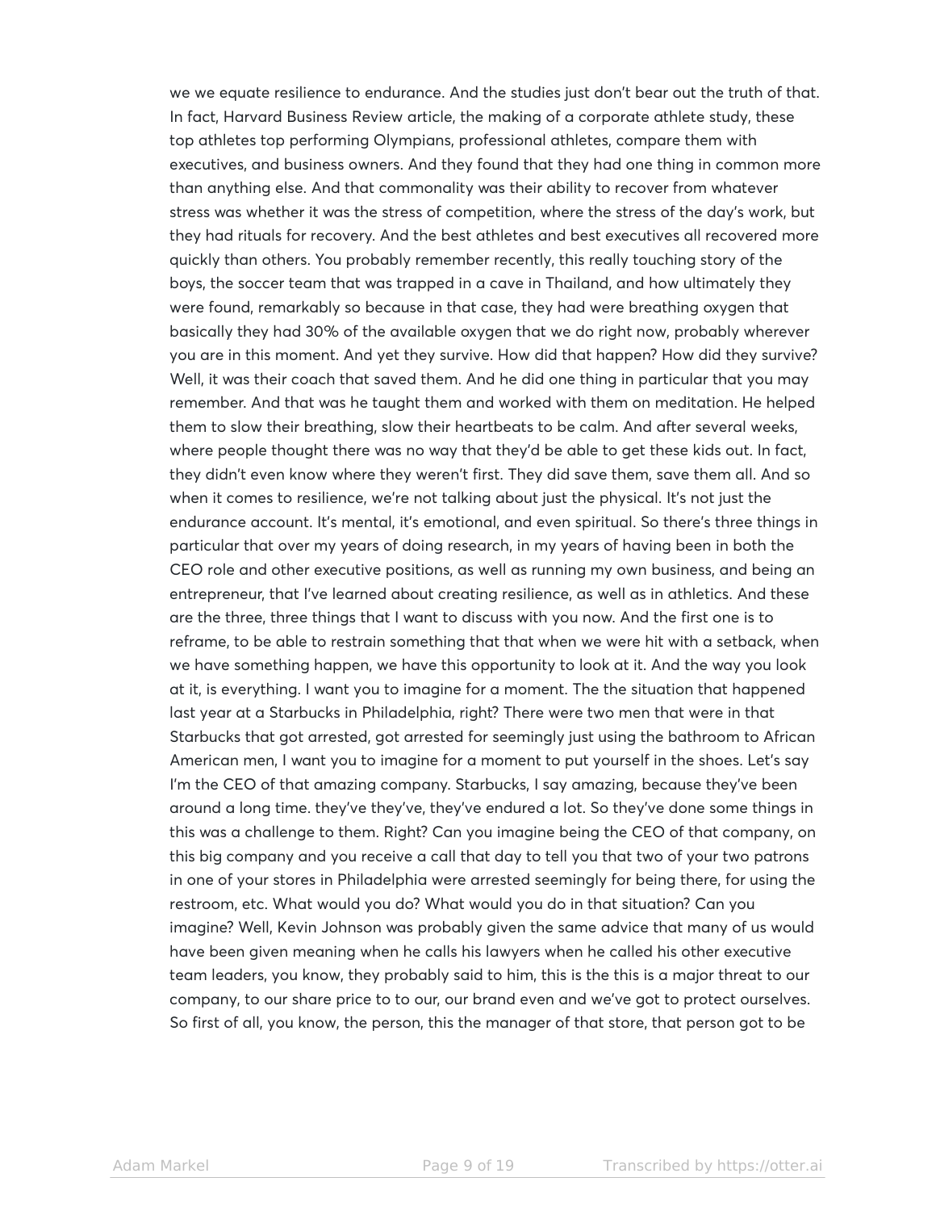we we equate resilience to endurance. And the studies just don't bear out the truth of that. In fact, Harvard Business Review article, the making of a corporate athlete study, these top athletes top performing Olympians, professional athletes, compare them with executives, and business owners. And they found that they had one thing in common more than anything else. And that commonality was their ability to recover from whatever stress was whether it was the stress of competition, where the stress of the day's work, but they had rituals for recovery. And the best athletes and best executives all recovered more quickly than others. You probably remember recently, this really touching story of the boys, the soccer team that was trapped in a cave in Thailand, and how ultimately they were found, remarkably so because in that case, they had were breathing oxygen that basically they had 30% of the available oxygen that we do right now, probably wherever you are in this moment. And yet they survive. How did that happen? How did they survive? Well, it was their coach that saved them. And he did one thing in particular that you may remember. And that was he taught them and worked with them on meditation. He helped them to slow their breathing, slow their heartbeats to be calm. And after several weeks, where people thought there was no way that they'd be able to get these kids out. In fact, they didn't even know where they weren't first. They did save them, save them all. And so when it comes to resilience, we're not talking about just the physical. It's not just the endurance account. It's mental, it's emotional, and even spiritual. So there's three things in particular that over my years of doing research, in my years of having been in both the CEO role and other executive positions, as well as running my own business, and being an entrepreneur, that I've learned about creating resilience, as well as in athletics. And these are the three, three things that I want to discuss with you now. And the first one is to reframe, to be able to restrain something that that when we were hit with a setback, when we have something happen, we have this opportunity to look at it. And the way you look at it, is everything. I want you to imagine for a moment. The the situation that happened last year at a Starbucks in Philadelphia, right? There were two men that were in that Starbucks that got arrested, got arrested for seemingly just using the bathroom to African American men, I want you to imagine for a moment to put yourself in the shoes. Let's say I'm the CEO of that amazing company. Starbucks, I say amazing, because they've been around a long time. they've they've, they've endured a lot. So they've done some things in this was a challenge to them. Right? Can you imagine being the CEO of that company, on this big company and you receive a call that day to tell you that two of your two patrons in one of your stores in Philadelphia were arrested seemingly for being there, for using the restroom, etc. What would you do? What would you do in that situation? Can you imagine? Well, Kevin Johnson was probably given the same advice that many of us would have been given meaning when he calls his lawyers when he called his other executive team leaders, you know, they probably said to him, this is the this is a major threat to our company, to our share price to to our, our brand even and we've got to protect ourselves. So first of all, you know, the person, this the manager of that store, that person got to be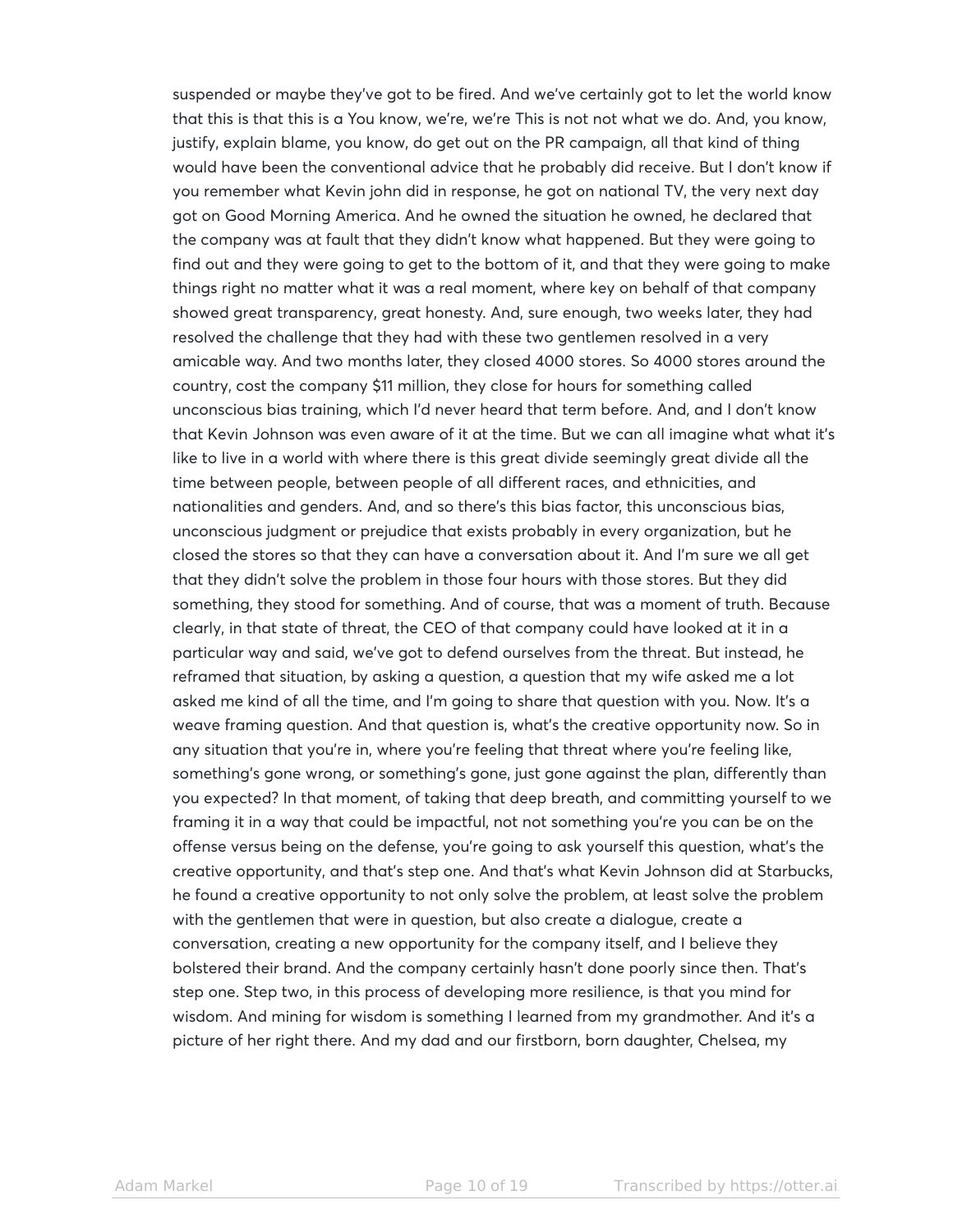suspended or maybe they've got to be fired. And we've certainly got to let the world know that this is that this is a You know, we're, we're This is not not what we do. And, you know, justify, explain blame, you know, do get out on the PR campaign, all that kind of thing would have been the conventional advice that he probably did receive. But I don't know if you remember what Kevin john did in response, he got on national TV, the very next day got on Good Morning America. And he owned the situation he owned, he declared that the company was at fault that they didn't know what happened. But they were going to find out and they were going to get to the bottom of it, and that they were going to make things right no matter what it was a real moment, where key on behalf of that company showed great transparency, great honesty. And, sure enough, two weeks later, they had resolved the challenge that they had with these two gentlemen resolved in a very amicable way. And two months later, they closed 4000 stores. So 4000 stores around the country, cost the company $11 million, they close for hours for something called unconscious bias training, which I'd never heard that term before. And, and I don't know that Kevin Johnson was even aware of it at the time. But we can all imagine what what it's like to live in a world with where there is this great divide seemingly great divide all the time between people, between people of all different races, and ethnicities, and nationalities and genders. And, and so there's this bias factor, this unconscious bias, unconscious judgment or prejudice that exists probably in every organization, but he closed the stores so that they can have a conversation about it. And I'm sure we all get that they didn't solve the problem in those four hours with those stores. But they did something, they stood for something. And of course, that was a moment of truth. Because clearly, in that state of threat, the CEO of that company could have looked at it in a particular way and said, we've got to defend ourselves from the threat. But instead, he reframed that situation, by asking a question, a question that my wife asked me a lot asked me kind of all the time, and I'm going to share that question with you. Now. It's a weave framing question. And that question is, what's the creative opportunity now. So in any situation that you're in, where you're feeling that threat where you're feeling like, something's gone wrong, or something's gone, just gone against the plan, differently than you expected? In that moment, of taking that deep breath, and committing yourself to we framing it in a way that could be impactful, not not something you're you can be on the offense versus being on the defense, you're going to ask yourself this question, what's the creative opportunity, and that's step one. And that's what Kevin Johnson did at Starbucks, he found a creative opportunity to not only solve the problem, at least solve the problem with the gentlemen that were in question, but also create a dialogue, create a conversation, creating a new opportunity for the company itself, and I believe they bolstered their brand. And the company certainly hasn't done poorly since then. That's step one. Step two, in this process of developing more resilience, is that you mind for wisdom. And mining for wisdom is something I learned from my grandmother. And it's a picture of her right there. And my dad and our firstborn, born daughter, Chelsea, my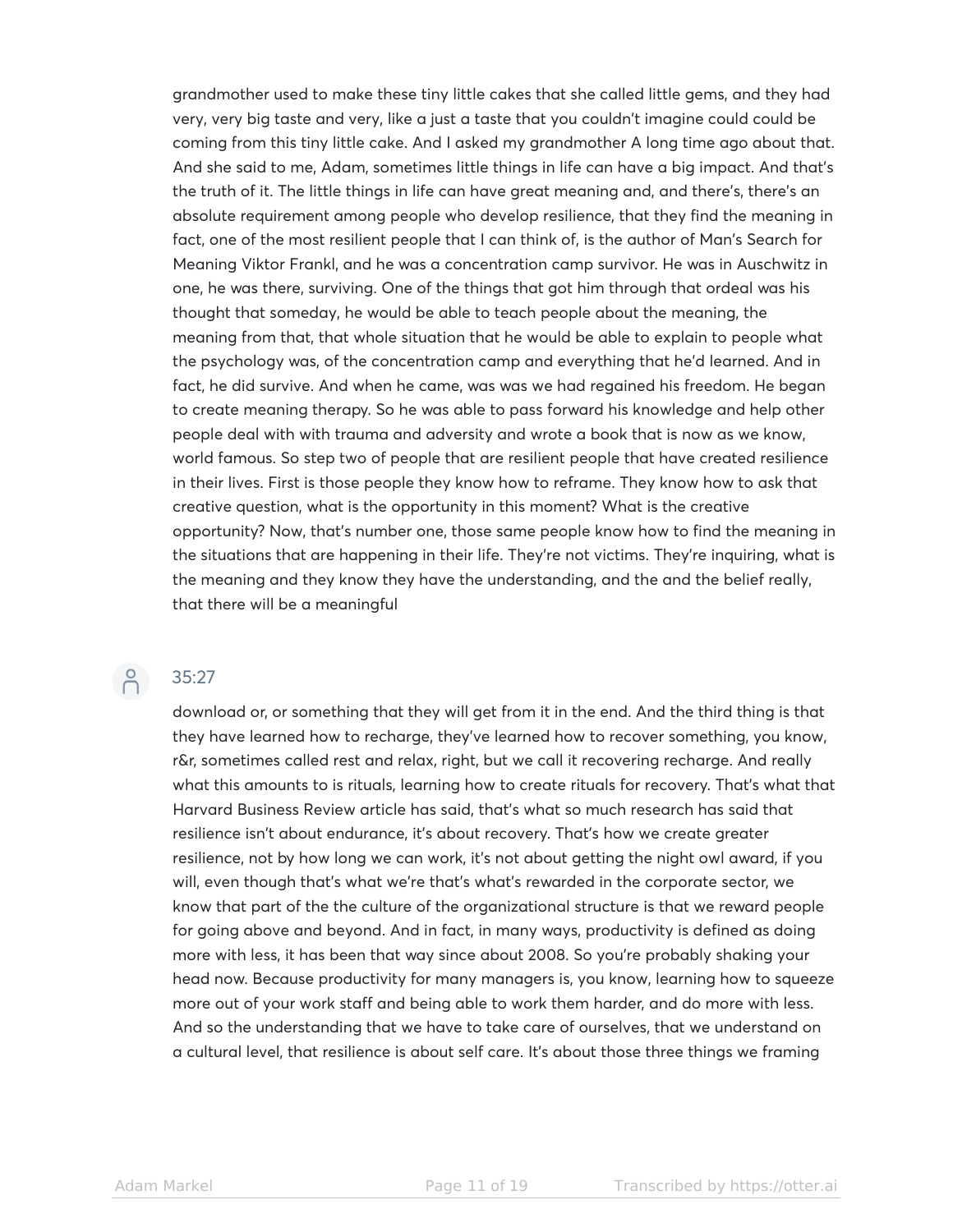grandmother used to make these tiny little cakes that she called little gems, and they had very, very big taste and very, like a just a taste that you couldn't imagine could could be coming from this tiny little cake. And I asked my grandmother A long time ago about that. And she said to me, Adam, sometimes little things in life can have a big impact. And that's the truth of it. The little things in life can have great meaning and, and there's, there's an absolute requirement among people who develop resilience, that they find the meaning in fact, one of the most resilient people that I can think of, is the author of Man's Search for Meaning Viktor Frankl, and he was a concentration camp survivor. He was in Auschwitz in one, he was there, surviving. One of the things that got him through that ordeal was his thought that someday, he would be able to teach people about the meaning, the meaning from that, that whole situation that he would be able to explain to people what the psychology was, of the concentration camp and everything that he'd learned. And in fact, he did survive. And when he came, was was we had regained his freedom. He began to create meaning therapy. So he was able to pass forward his knowledge and help other people deal with with trauma and adversity and wrote a book that is now as we know, world famous. So step two of people that are resilient people that have created resilience in their lives. First is those people they know how to reframe. They know how to ask that creative question, what is the opportunity in this moment? What is the creative opportunity? Now, that's number one, those same people know how to find the meaning in the situations that are happening in their life. They're not victims. They're inquiring, what is the meaning and they know they have the understanding, and the and the belief really, that there will be a meaningful

35:27

download or, or something that they will get from it in the end. And the third thing is that they have learned how to recharge, they've learned how to recover something, you know, r&r, sometimes called rest and relax, right, but we call it recovering recharge. And really what this amounts to is rituals, learning how to create rituals for recovery. That's what that Harvard Business Review article has said, that's what so much research has said that resilience isn't about endurance, it's about recovery. That's how we create greater resilience, not by how long we can work, it's not about getting the night owl award, if you will, even though that's what we're that's what's rewarded in the corporate sector, we know that part of the the culture of the organizational structure is that we reward people for going above and beyond. And in fact, in many ways, productivity is defined as doing more with less, it has been that way since about 2008. So you're probably shaking your head now. Because productivity for many managers is, you know, learning how to squeeze more out of your work staff and being able to work them harder, and do more with less. And so the understanding that we have to take care of ourselves, that we understand on a cultural level, that resilience is about self care. It's about those three things we framing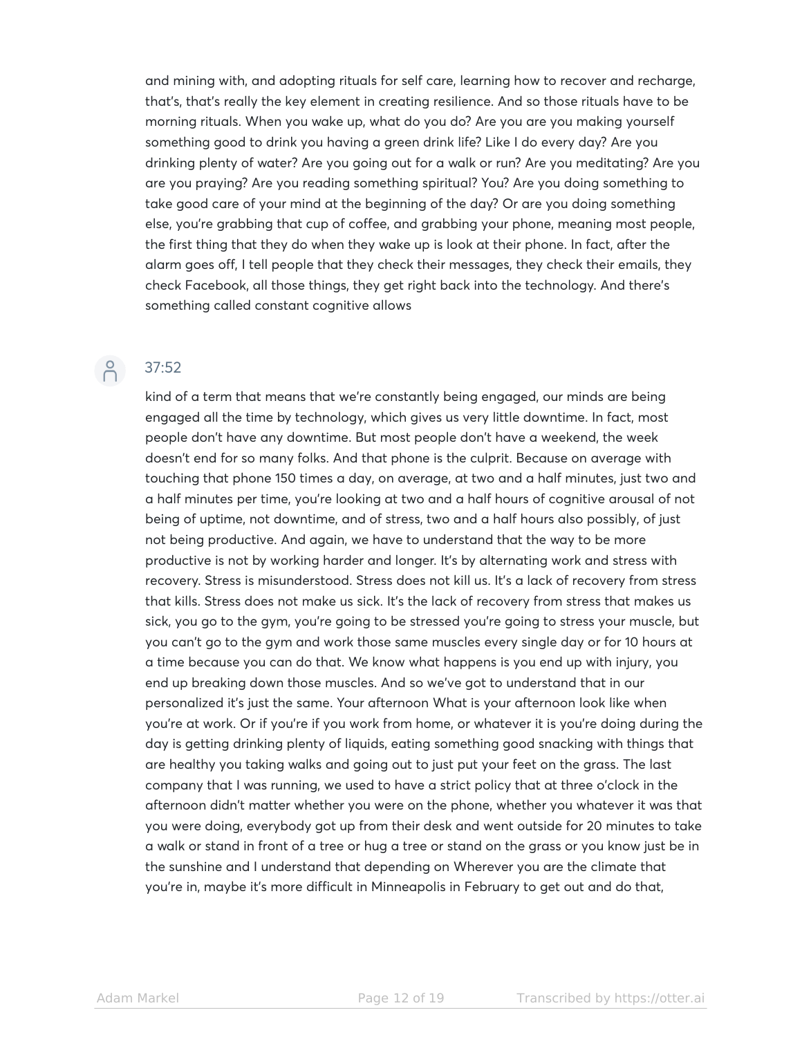and mining with, and adopting rituals for self care, learning how to recover and recharge, that's, that's really the key element in creating resilience. And so those rituals have to be morning rituals. When you wake up, what do you do? Are you are you making yourself something good to drink you having a green drink life? Like I do every day? Are you drinking plenty of water? Are you going out for a walk or run? Are you meditating? Are you are you praying? Are you reading something spiritual? You? Are you doing something to take good care of your mind at the beginning of the day? Or are you doing something else, you're grabbing that cup of coffee, and grabbing your phone, meaning most people, the first thing that they do when they wake up is look at their phone. In fact, after the alarm goes off, I tell people that they check their messages, they check their emails, they check Facebook, all those things, they get right back into the technology. And there's something called constant cognitive allows

37:52

kind of a term that means that we're constantly being engaged, our minds are being engaged all the time by technology, which gives us very little downtime. In fact, most people don't have any downtime. But most people don't have a weekend, the week doesn't end for so many folks. And that phone is the culprit. Because on average with touching that phone 150 times a day, on average, at two and a half minutes, just two and a half minutes per time, you're looking at two and a half hours of cognitive arousal of not being of uptime, not downtime, and of stress, two and a half hours also possibly, of just not being productive. And again, we have to understand that the way to be more productive is not by working harder and longer. It's by alternating work and stress with recovery. Stress is misunderstood. Stress does not kill us. It's a lack of recovery from stress that kills. Stress does not make us sick. It's the lack of recovery from stress that makes us sick, you go to the gym, you're going to be stressed you're going to stress your muscle, but you can't go to the gym and work those same muscles every single day or for 10 hours at a time because you can do that. We know what happens is you end up with injury, you end up breaking down those muscles. And so we've got to understand that in our personalized it's just the same. Your afternoon What is your afternoon look like when you're at work. Or if you're if you work from home, or whatever it is you're doing during the day is getting drinking plenty of liquids, eating something good snacking with things that are healthy you taking walks and going out to just put your feet on the grass. The last company that I was running, we used to have a strict policy that at three o'clock in the afternoon didn't matter whether you were on the phone, whether you whatever it was that you were doing, everybody got up from their desk and went outside for 20 minutes to take a walk or stand in front of a tree or hug a tree or stand on the grass or you know just be in the sunshine and I understand that depending on Wherever you are the climate that you're in, maybe it's more difficult in Minneapolis in February to get out and do that,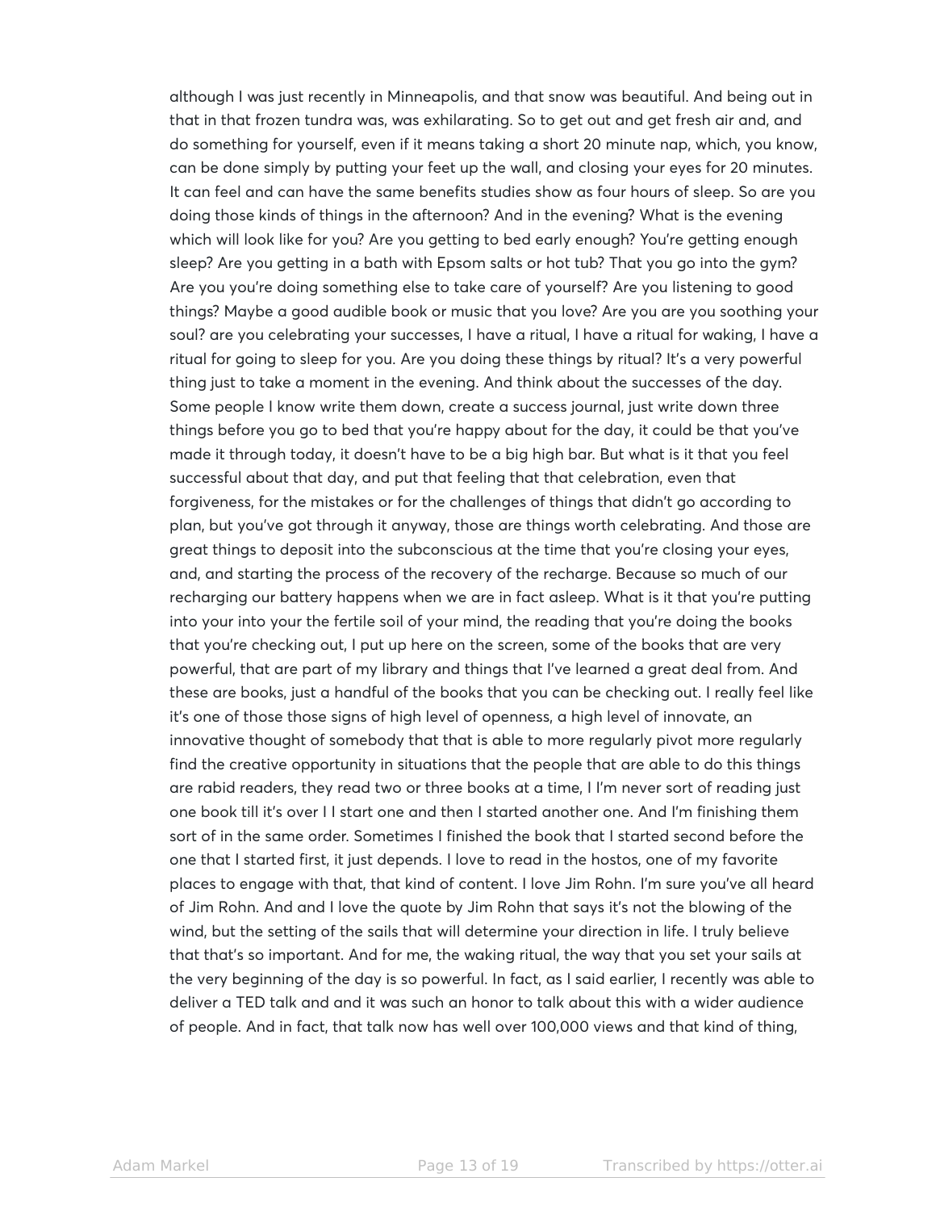although I was just recently in Minneapolis, and that snow was beautiful. And being out in that in that frozen tundra was, was exhilarating. So to get out and get fresh air and, and do something for yourself, even if it means taking a short 20 minute nap, which, you know, can be done simply by putting your feet up the wall, and closing your eyes for 20 minutes. It can feel and can have the same benefits studies show as four hours of sleep. So are you doing those kinds of things in the afternoon? And in the evening? What is the evening which will look like for you? Are you getting to bed early enough? You're getting enough sleep? Are you getting in a bath with Epsom salts or hot tub? That you go into the gym? Are you you're doing something else to take care of yourself? Are you listening to good things? Maybe a good audible book or music that you love? Are you are you soothing your soul? are you celebrating your successes, I have a ritual, I have a ritual for waking, I have a ritual for going to sleep for you. Are you doing these things by ritual? It's a very powerful thing just to take a moment in the evening. And think about the successes of the day. Some people I know write them down, create a success journal, just write down three things before you go to bed that you're happy about for the day, it could be that you've made it through today, it doesn't have to be a big high bar. But what is it that you feel successful about that day, and put that feeling that that celebration, even that forgiveness, for the mistakes or for the challenges of things that didn't go according to plan, but you've got through it anyway, those are things worth celebrating. And those are great things to deposit into the subconscious at the time that you're closing your eyes, and, and starting the process of the recovery of the recharge. Because so much of our recharging our battery happens when we are in fact asleep. What is it that you're putting into your into your the fertile soil of your mind, the reading that you're doing the books that you're checking out, I put up here on the screen, some of the books that are very powerful, that are part of my library and things that I've learned a great deal from. And these are books, just a handful of the books that you can be checking out. I really feel like it's one of those those signs of high level of openness, a high level of innovate, an innovative thought of somebody that that is able to more regularly pivot more regularly find the creative opportunity in situations that the people that are able to do this things are rabid readers, they read two or three books at a time, I I'm never sort of reading just one book till it's over I I start one and then I started another one. And I'm finishing them sort of in the same order. Sometimes I finished the book that I started second before the one that I started first, it just depends. I love to read in the hostos, one of my favorite places to engage with that, that kind of content. I love Jim Rohn. I'm sure you've all heard of Jim Rohn. And and I love the quote by Jim Rohn that says it's not the blowing of the wind, but the setting of the sails that will determine your direction in life. I truly believe that that's so important. And for me, the waking ritual, the way that you set your sails at the very beginning of the day is so powerful. In fact, as I said earlier, I recently was able to deliver a TED talk and and it was such an honor to talk about this with a wider audience of people. And in fact, that talk now has well over 100,000 views and that kind of thing,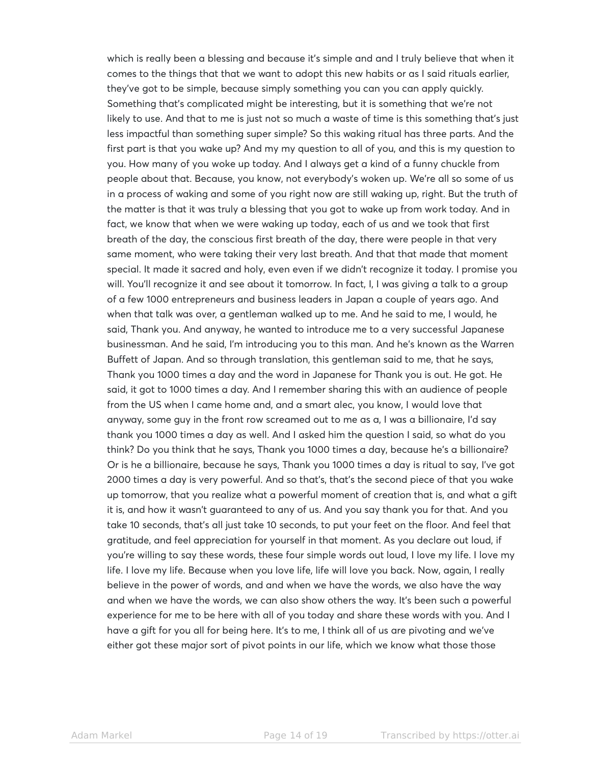which is really been a blessing and because it's simple and and I truly believe that when it comes to the things that that we want to adopt this new habits or as I said rituals earlier, they've got to be simple, because simply something you can you can apply quickly. Something that's complicated might be interesting, but it is something that we're not likely to use. And that to me is just not so much a waste of time is this something that's just less impactful than something super simple? So this waking ritual has three parts. And the first part is that you wake up? And my my question to all of you, and this is my question to you. How many of you woke up today. And I always get a kind of a funny chuckle from people about that. Because, you know, not everybody's woken up. We're all so some of us in a process of waking and some of you right now are still waking up, right. But the truth of the matter is that it was truly a blessing that you got to wake up from work today. And in fact, we know that when we were waking up today, each of us and we took that first breath of the day, the conscious first breath of the day, there were people in that very same moment, who were taking their very last breath. And that that made that moment special. It made it sacred and holy, even even if we didn't recognize it today. I promise you will. You'll recognize it and see about it tomorrow. In fact, I, I was giving a talk to a group of a few 1000 entrepreneurs and business leaders in Japan a couple of years ago. And when that talk was over, a gentleman walked up to me. And he said to me, I would, he said, Thank you. And anyway, he wanted to introduce me to a very successful Japanese businessman. And he said, I'm introducing you to this man. And he's known as the Warren Buffett of Japan. And so through translation, this gentleman said to me, that he says, Thank you 1000 times a day and the word in Japanese for Thank you is out. He got. He said, it got to 1000 times a day. And I remember sharing this with an audience of people from the US when I came home and, and a smart alec, you know, I would love that anyway, some guy in the front row screamed out to me as a, I was a billionaire, I'd say thank you 1000 times a day as well. And I asked him the question I said, so what do you think? Do you think that he says, Thank you 1000 times a day, because he's a billionaire? Or is he a billionaire, because he says, Thank you 1000 times a day is ritual to say, I've got 2000 times a day is very powerful. And so that's, that's the second piece of that you wake up tomorrow, that you realize what a powerful moment of creation that is, and what a gift it is, and how it wasn't guaranteed to any of us. And you say thank you for that. And you take 10 seconds, that's all just take 10 seconds, to put your feet on the floor. And feel that gratitude, and feel appreciation for yourself in that moment. As you declare out loud, if you're willing to say these words, these four simple words out loud, I love my life. I love my life. I love my life. Because when you love life, life will love you back. Now, again, I really believe in the power of words, and and when we have the words, we also have the way and when we have the words, we can also show others the way. It's been such a powerful experience for me to be here with all of you today and share these words with you. And I have a gift for you all for being here. It's to me, I think all of us are pivoting and we've either got these major sort of pivot points in our life, which we know what those those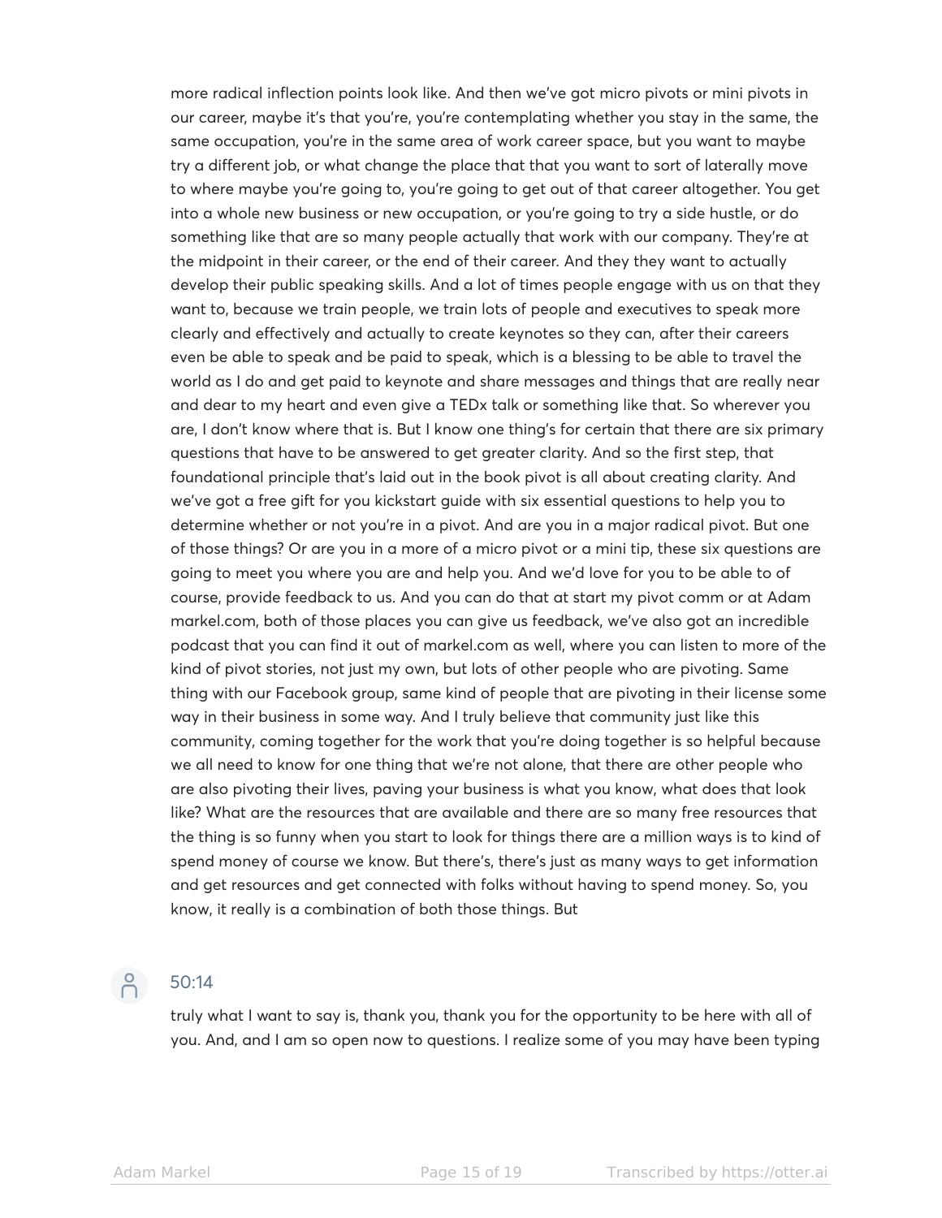more radical inflection points look like. And then we've got micro pivots or mini pivots in our career, maybe it's that you're, you're contemplating whether you stay in the same, the same occupation, you're in the same area of work career space, but you want to maybe try a different job, or what change the place that that you want to sort of laterally move to where maybe you're going to, you're going to get out of that career altogether. You get into a whole new business or new occupation, or you're going to try a side hustle, or do something like that are so many people actually that work with our company. They're at the midpoint in their career, or the end of their career. And they they want to actually develop their public speaking skills. And a lot of times people engage with us on that they want to, because we train people, we train lots of people and executives to speak more clearly and effectively and actually to create keynotes so they can, after their careers even be able to speak and be paid to speak, which is a blessing to be able to travel the world as I do and get paid to keynote and share messages and things that are really near and dear to my heart and even give a TEDx talk or something like that. So wherever you are, I don't know where that is. But I know one thing's for certain that there are six primary questions that have to be answered to get greater clarity. And so the first step, that foundational principle that's laid out in the book pivot is all about creating clarity. And we've got a free gift for you kickstart guide with six essential questions to help you to determine whether or not you're in a pivot. And are you in a major radical pivot. But one of those things? Or are you in a more of a micro pivot or a mini tip, these six questions are going to meet you where you are and help you. And we'd love for you to be able to of course, provide feedback to us. And you can do that at start my pivot comm or at Adam markel.com, both of those places you can give us feedback, we've also got an incredible podcast that you can find it out of markel.com as well, where you can listen to more of the kind of pivot stories, not just my own, but lots of other people who are pivoting. Same thing with our Facebook group, same kind of people that are pivoting in their license some way in their business in some way. And I truly believe that community just like this community, coming together for the work that you're doing together is so helpful because we all need to know for one thing that we're not alone, that there are other people who are also pivoting their lives, paving your business is what you know, what does that look like? What are the resources that are available and there are so many free resources that the thing is so funny when you start to look for things there are a million ways is to kind of spend money of course we know. But there's, there's just as many ways to get information and get resources and get connected with folks without having to spend money. So, you know, it really is a combination of both those things. But

50:14

truly what I want to say is, thank you, thank you for the opportunity to be here with all of you. And, and I am so open now to questions. I realize some of you may have been typing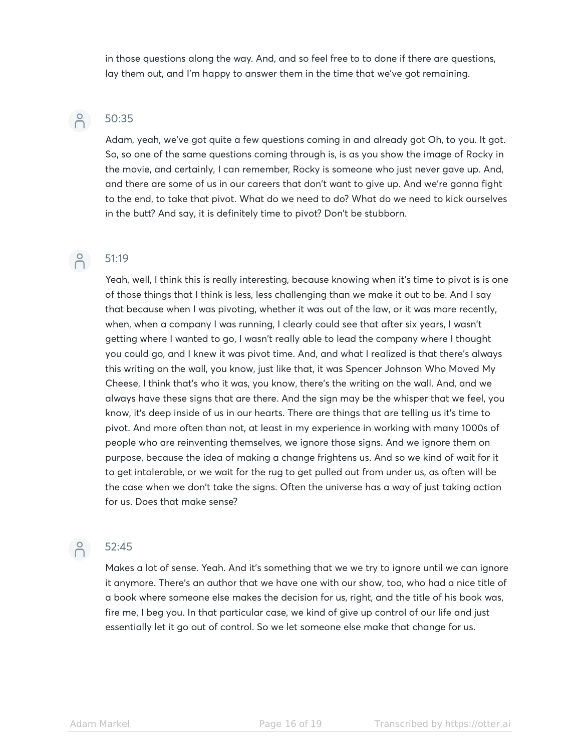in those questions along the way. And, and so feel free to to done if there are questions, lay them out, and I'm happy to answer them in the time that we've got remaining.

50:35

Adam, yeah, we've got quite a few questions coming in and already got Oh, to you. It got. So, so one of the same questions coming through is, is as you show the image of Rocky in the movie, and certainly, I can remember, Rocky is someone who just never gave up. And, and there are some of us in our careers that don't want to give up. And we're gonna fight to the end, to take that pivot. What do we need to do? What do we need to kick ourselves in the butt? And say, it is definitely time to pivot? Don't be stubborn.

51:19

Yeah, well, I think this is really interesting, because knowing when it's time to pivot is is one of those things that I think is less, less challenging than we make it out to be. And I say that because when I was pivoting, whether it was out of the law, or it was more recently, when, when a company I was running, I clearly could see that after six years, I wasn't getting where I wanted to go, I wasn't really able to lead the company where I thought you could go, and I knew it was pivot time. And, and what I realized is that there's always this writing on the wall, you know, just like that, it was Spencer Johnson Who Moved My Cheese, I think that's who it was, you know, there's the writing on the wall. And, and we always have these signs that are there. And the sign may be the whisper that we feel, you know, it's deep inside of us in our hearts. There are things that are telling us it's time to pivot. And more often than not, at least in my experience in working with many 1000s of people who are reinventing themselves, we ignore those signs. And we ignore them on purpose, because the idea of making a change frightens us. And so we kind of wait for it to get intolerable, or we wait for the rug to get pulled out from under us, as often will be the case when we don't take the signs. Often the universe has a way of just taking action for us. Does that make sense?

52:45

Makes a lot of sense. Yeah. And it's something that we we try to ignore until we can ignore it anymore. There's an author that we have one with our show, too, who had a nice title of a book where someone else makes the decision for us, right, and the title of his book was, fire me, I beg you. In that particular case, we kind of give up control of our life and just essentially let it go out of control. So we let someone else make that change for us.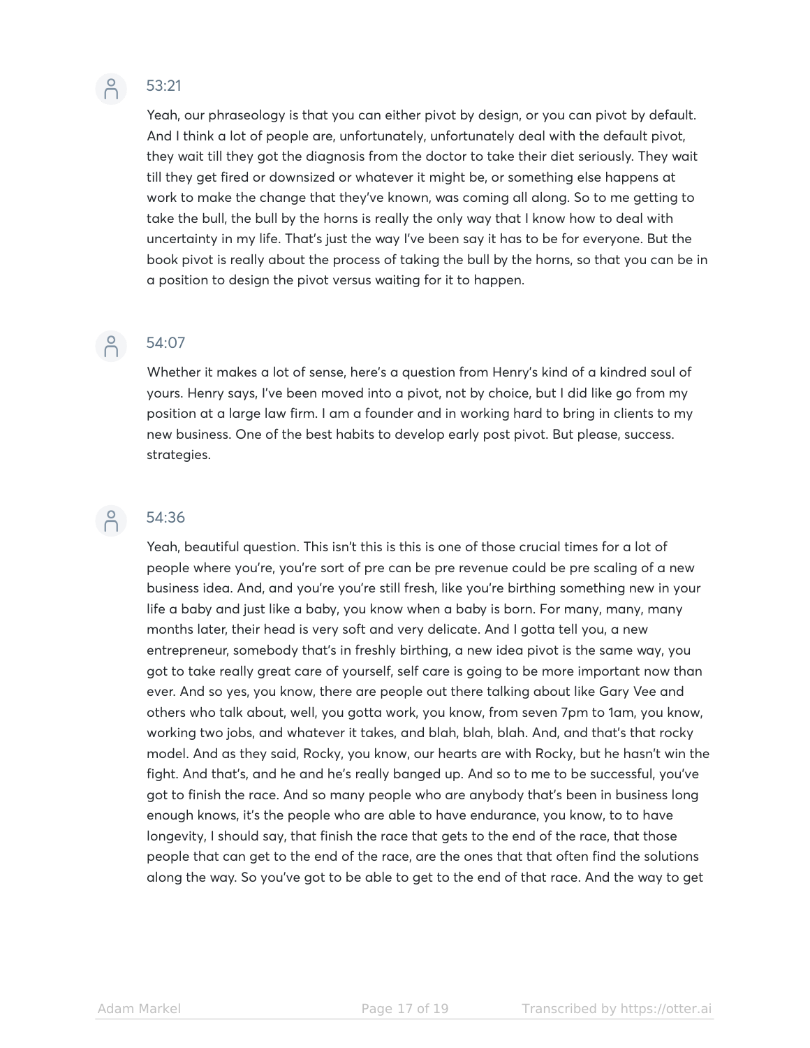53:21

Yeah, our phraseology is that you can either pivot by design, or you can pivot by default. And I think a lot of people are, unfortunately, unfortunately deal with the default pivot, they wait till they got the diagnosis from the doctor to take their diet seriously. They wait till they get fired or downsized or whatever it might be, or something else happens at work to make the change that they've known, was coming all along. So to me getting to take the bull, the bull by the horns is really the only way that I know how to deal with uncertainty in my life. That's just the way I've been say it has to be for everyone. But the book pivot is really about the process of taking the bull by the horns, so that you can be in a position to design the pivot versus waiting for it to happen.

54:07

Whether it makes a lot of sense, here's a question from Henry's kind of a kindred soul of yours. Henry says, I've been moved into a pivot, not by choice, but I did like go from my position at a large law firm. I am a founder and in working hard to bring in clients to my new business. One of the best habits to develop early post pivot. But please, success. strategies.

54:36

Yeah, beautiful question. This isn't this is this is one of those crucial times for a lot of people where you're, you're sort of pre can be pre revenue could be pre scaling of a new business idea. And, and you're you're still fresh, like you're birthing something new in your life a baby and just like a baby, you know when a baby is born. For many, many, many months later, their head is very soft and very delicate. And I gotta tell you, a new entrepreneur, somebody that's in freshly birthing, a new idea pivot is the same way, you got to take really great care of yourself, self care is going to be more important now than ever. And so yes, you know, there are people out there talking about like Gary Vee and others who talk about, well, you gotta work, you know, from seven 7pm to 1am, you know, working two jobs, and whatever it takes, and blah, blah, blah. And, and that's that rocky model. And as they said, Rocky, you know, our hearts are with Rocky, but he hasn't win the fight. And that's, and he and he's really banged up. And so to me to be successful, you've got to finish the race. And so many people who are anybody that's been in business long enough knows, it's the people who are able to have endurance, you know, to to have longevity, I should say, that finish the race that gets to the end of the race, that those people that can get to the end of the race, are the ones that that often find the solutions along the way. So you've got to be able to get to the end of that race. And the way to get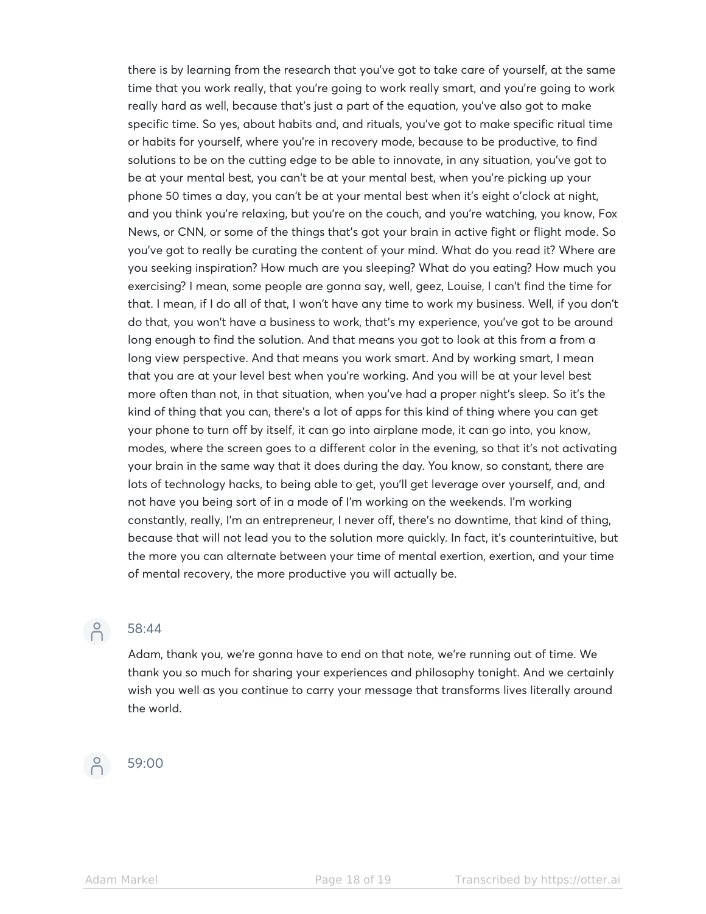there is by learning from the research that you've got to take care of yourself, at the same time that you work really, that you're going to work really smart, and you're going to work really hard as well, because that's just a part of the equation, you've also got to make specific time. So yes, about habits and, and rituals, you've got to make specific ritual time or habits for yourself, where you're in recovery mode, because to be productive, to find solutions to be on the cutting edge to be able to innovate, in any situation, you've got to be at your mental best, you can't be at your mental best, when you're picking up your phone 50 times a day, you can't be at your mental best when it's eight o'clock at night, and you think you're relaxing, but you're on the couch, and you're watching, you know, Fox News, or CNN, or some of the things that's got your brain in active fight or flight mode. So you've got to really be curating the content of your mind. What do you read it? Where are you seeking inspiration? How much are you sleeping? What do you eating? How much you exercising? I mean, some people are gonna say, well, geez, Louise, I can't find the time for that. I mean, if I do all of that, I won't have any time to work my business. Well, if you don't do that, you won't have a business to work, that's my experience, you've got to be around long enough to find the solution. And that means you got to look at this from a from a long view perspective. And that means you work smart. And by working smart, I mean that you are at your level best when you're working. And you will be at your level best more often than not, in that situation, when you've had a proper night's sleep. So it's the kind of thing that you can, there's a lot of apps for this kind of thing where you can get your phone to turn off by itself, it can go into airplane mode, it can go into, you know, modes, where the screen goes to a different color in the evening, so that it's not activating your brain in the same way that it does during the day. You know, so constant, there are lots of technology hacks, to being able to get, you'll get leverage over yourself, and, and not have you being sort of in a mode of I'm working on the weekends. I'm working constantly, really, I'm an entrepreneur, I never off, there's no downtime, that kind of thing, because that will not lead you to the solution more quickly. In fact, it's counterintuitive, but the more you can alternate between your time of mental exertion, exertion, and your time of mental recovery, the more productive you will actually be.

58:44

Adam, thank you, we're gonna have to end on that note, we're running out of time. We thank you so much for sharing your experiences and philosophy tonight. And we certainly wish you well as you continue to carry your message that transforms lives literally around the world.

59:00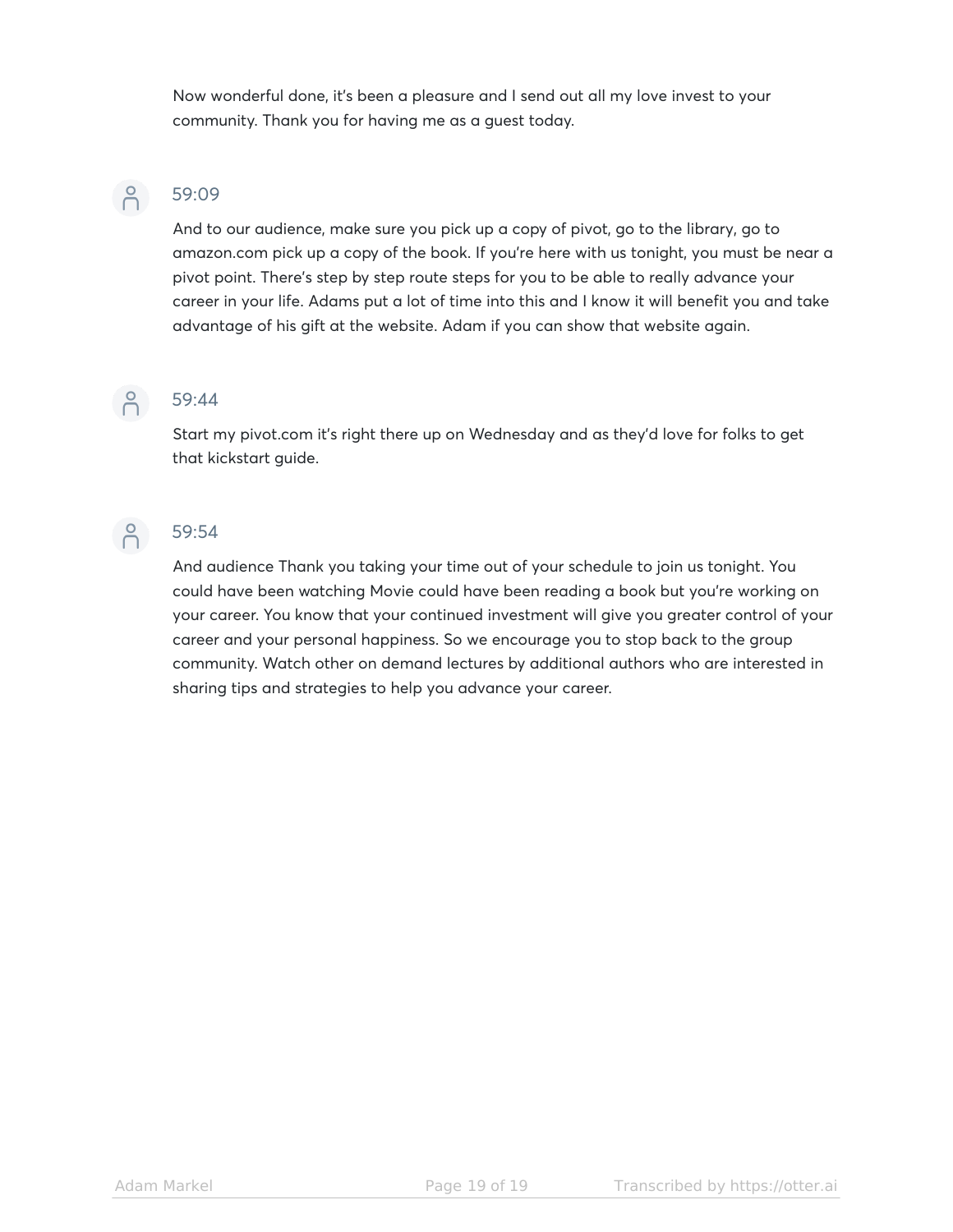Now wonderful done, it's been a pleasure and I send out all my love invest to your community. Thank you for having me as a guest today.

59:09

And to our audience, make sure you pick up a copy of pivot, go to the library, go to amazon.com pick up a copy of the book. If you're here with us tonight, you must be near a pivot point. There's step by step route steps for you to be able to really advance your career in your life. Adams put a lot of time into this and I know it will benefit you and take advantage of his gift at the website. Adam if you can show that website again.

59:44

Start my pivot.com it's right there up on Wednesday and as they'd love for folks to get that kickstart guide.

59:54

And audience Thank you taking your time out of your schedule to join us tonight. You could have been watching Movie could have been reading a book but you're working on your career. You know that your continued investment will give you greater control of your career and your personal happiness. So we encourage you to stop back to the group community. Watch other on demand lectures by additional authors who are interested in sharing tips and strategies to help you advance your career.